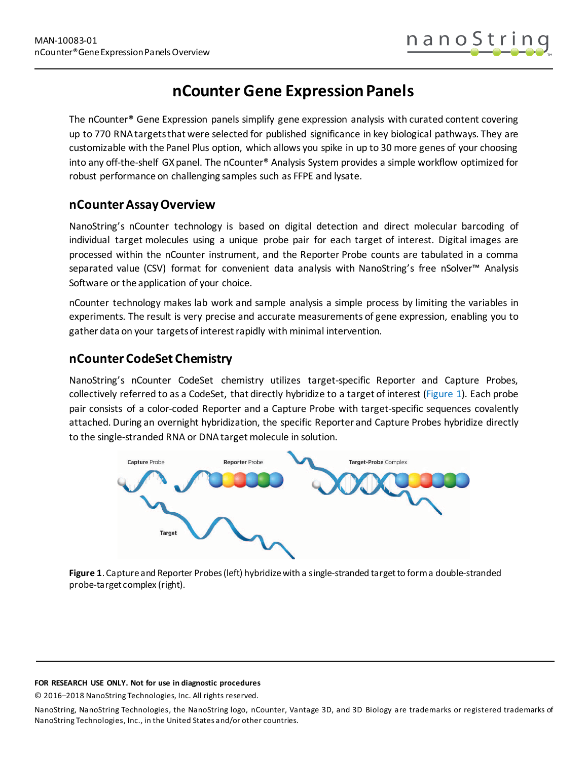# nCounter Gene Expression Panels

The nCounter® Gene Expression panels simplify gene expression analysis with curated content covering up to 770 RNA targets that were selected for published significance in key biological pathways. They are customizable with the Panel Plus option, which allows you spike in up to 30 more genes of your choosing into any off-the-shelf GX panel. The nCounter® Analysis System provides a simple workflow optimized for robust performance on challenging samples such as FFPE and lysate.

## nCounter Assay Overview

NanoString's nCounter technology is based on digital detection and direct molecular barcoding of individual target molecules using a unique probe pair for each target of interest. Digital images are processed within the nCounter instrument, and the Reporter Probe counts are tabulated in a comma separated value (CSV) format for convenient data analysis with NanoString's free nSolver™ Analysis Software or the application of your choice.

nCounter technology makes lab work and sample analysis a simple process by limiting the variables in experiments. The result is very precise and accurate measurements of gene expression, enabling you to gather data on your targets of interest rapidly with minimal intervention.

## nCounter CodeSet Chemistry

NanoString's nCounter CodeSet chemistry utilizes target-specific Reporter and Capture Probes, collectively referred to as a CodeSet, that directly hybridize to a target of interest (Figure 1). Each probe pair consists of a color-coded Reporter and a Capture Probe with target-specific sequences covalently attached. During an overnight hybridization, the specific Reporter and Capture Probes hybridize directly to the single-stranded RNA or DNA target molecule in solution.

**Figure 1**. Capture and Reporter Probes (left) hybridize with a single-stranded target to form a double-stranded probe-target complex (right).

**FOR RESEARCH USE ONLY. Not for use in diagnostic procedures**

© 2016–2018 NanoString Technologies, Inc. All rights reserved.

NanoString, NanoString Technologies, the NanoString logo, nCounter, Vantage 3D, and 3D Biology are trademarks or registered trademarks of NanoString Technologies, Inc., in the United States and/or other countries.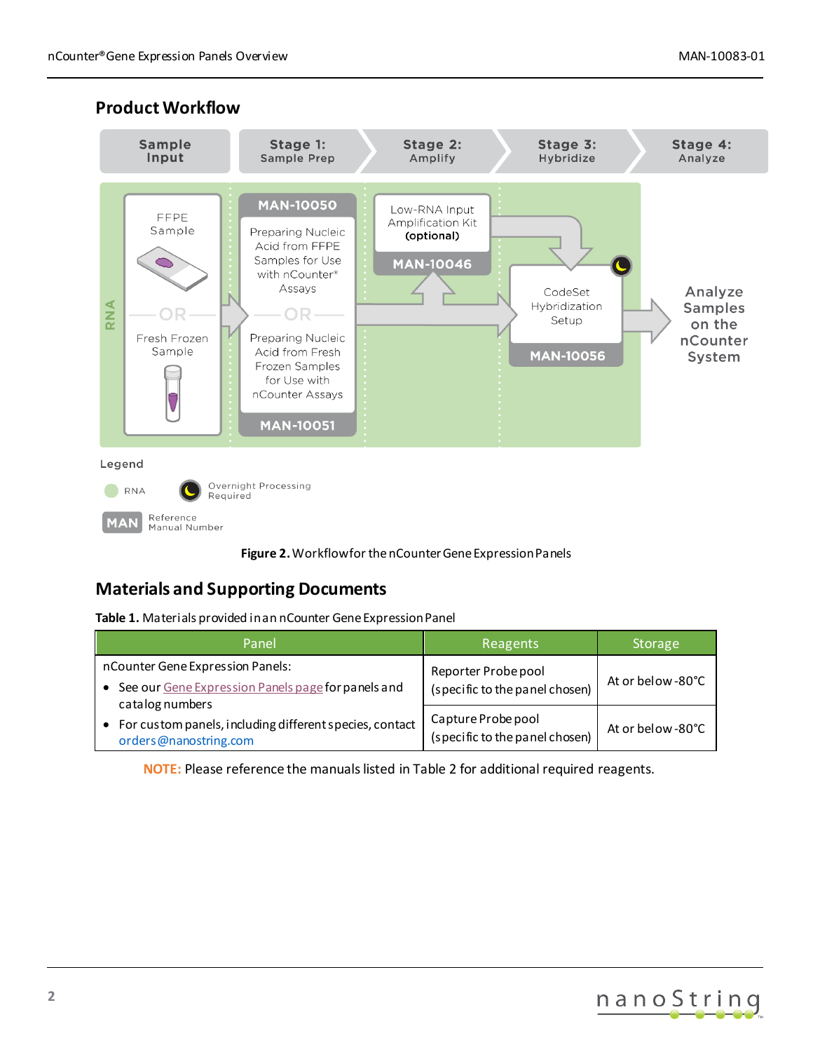## Product Workflow

| Sample Input | Stage 1: Sample Prep | Stage 2: Amplify | Stage 3: Hybridize | Stage 4: Analyze |
|---|---|---|---|---|
| FFPE Sample OR Fresh Frozen Sample | MAN-10050 Preparing Nucleic Acid from FFPE Samples for Use with nCounter® Assays OR Preparing Nucleic Acid from Fresh Frozen Samples for Use with nCounter Assays MAN-10051 | Low-RNA Input Amplification Kit (optional) MAN-10046 | CodeSet Hybridization Setup MAN-10056 | Analyze Samples on the nCounter System |

Legend

- RNA
- Overnight Processing Required
- MAN: Reference Manual Number

**Figure 2.** Workflow for the nCounter Gene Expression Panels

## Materials and Supporting Documents

**Table 1.** Materials provided in an nCounter Gene Expression Panel

| Panel | Reagents | Storage |
|---|---|---|
| nCounter Gene Expression Panels:<br>• See our Gene Expression Panels page for panels and catalog numbers<br>• For custom panels, including different species, contact orders@nanostring.com | Reporter Probe pool (specific to the panel chosen) | At or below -80°C |
| | Capture Probe pool (specific to the panel chosen) | At or below -80°C |

**NOTE:** Please reference the manuals listed in Table 2 for additional required reagents.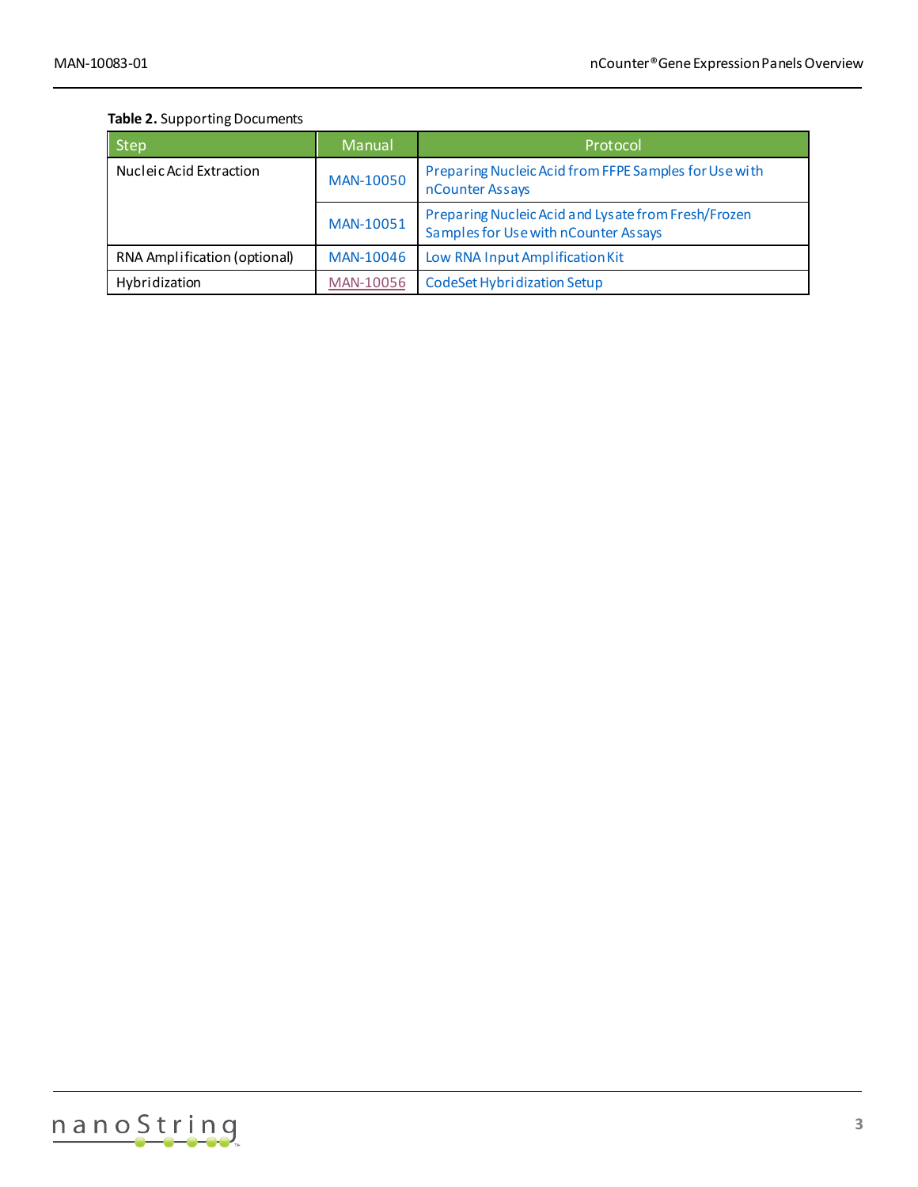**Table 2.** Supporting Documents

| Step | Manual | Protocol |
|---|---|---|
| Nucleic Acid Extraction | MAN-10050 | Preparing Nucleic Acid from FFPE Samples for Use with nCounter Assays |
| | MAN-10051 | Preparing Nucleic Acid and Lysate from Fresh/Frozen Samples for Use with nCounter Assays |
| RNA Amplification (optional) | MAN-10046 | Low RNA Input Amplification Kit |
| Hybridization | MAN-10056 | CodeSet Hybridization Setup |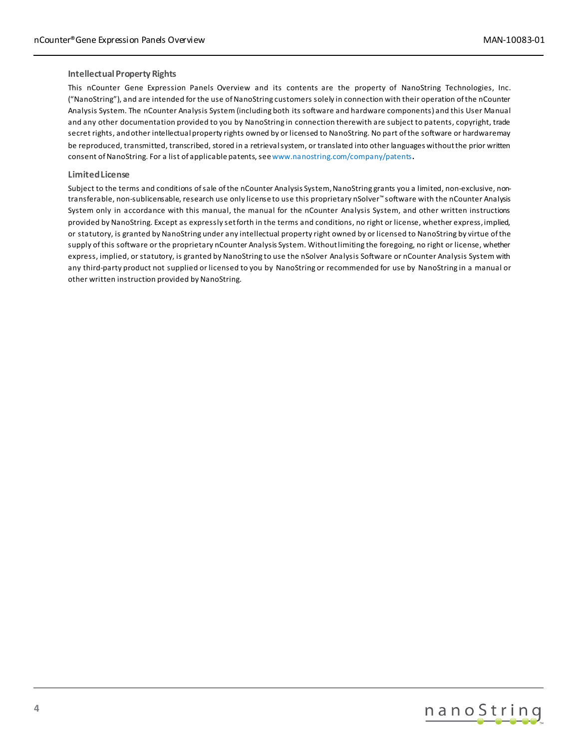## Intellectual Property Rights

This nCounter Gene Expression Panels Overview and its contents are the property of NanoString Technologies, Inc. ("NanoString"), and are intended for the use of NanoString customers solely in connection with their operation of the nCounter Analysis System. The nCounter Analysis System (including both its software and hardware components) and this User Manual and any other documentation provided to you by NanoString in connection therewith are subject to patents, copyright, trade secret rights, and other intellectual property rights owned by or licensed to NanoString. No part of the software or hardware may be reproduced, transmitted, transcribed, stored in a retrieval system, or translated into other languages without the prior written consent of NanoString. For a list of applicable patents, see www.nanostring.com/company/patents.

## Limited License

Subject to the terms and conditions of sale of the nCounter Analysis System, NanoString grants you a limited, non-exclusive, non-transferable, non-sublicensable, research use only license to use this proprietary nSolver™ software with the nCounter Analysis System only in accordance with this manual, the manual for the nCounter Analysis System, and other written instructions provided by NanoString. Except as expressly set forth in the terms and conditions, no right or license, whether express, implied, or statutory, is granted by NanoString under any intellectual property right owned by or licensed to NanoString by virtue of the supply of this software or the proprietary nCounter Analysis System. Without limiting the foregoing, no right or license, whether express, implied, or statutory, is granted by NanoString to use the nSolver Analysis Software or nCounter Analysis System with any third-party product not supplied or licensed to you by NanoString or recommended for use by NanoString in a manual or other written instruction provided by NanoString.